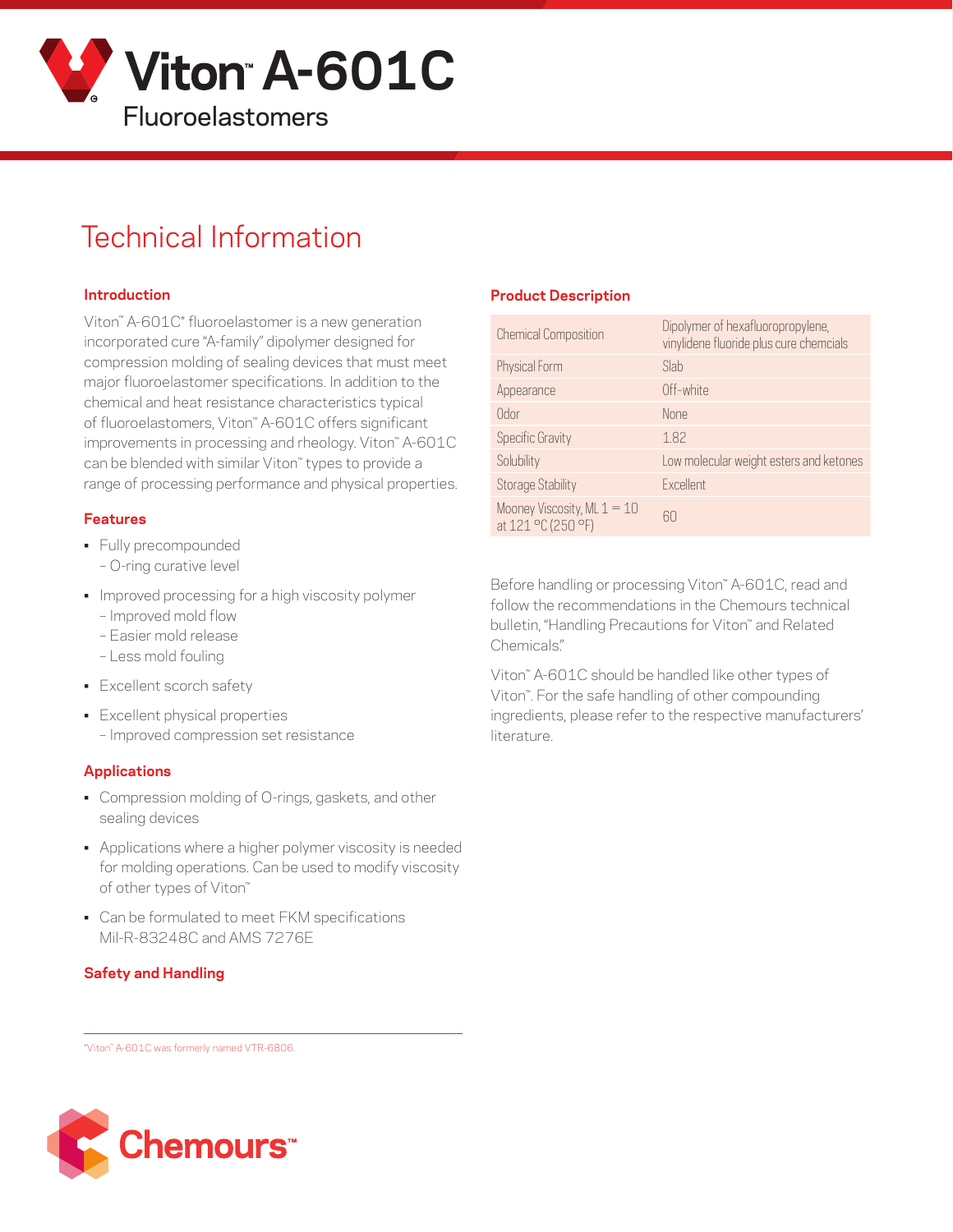// Viton™ A-601C

Fluoroelastomers

# Technical Information

## Introduction

Viton™ A-601C* fluoroelastomer is a new generation incorporated cure "A-family" dipolymer designed for compression molding of sealing devices that must meet major fluoroelastomer specifications. In addition to the chemical and heat resistance characteristics typical of fluoroelastomers, Viton™ A-601C offers significant improvements in processing and rheology. Viton™ A-601C can be blended with similar Viton™ types to provide a range of processing performance and physical properties.

## Features

- Fully precompounded
  - – O-ring curative level
- Improved processing for a high viscosity polymer
  - – Improved mold flow
  - – Easier mold release
  - – Less mold fouling
- Excellent scorch safety
- Excellent physical properties
  - – Improved compression set resistance

## Applications

- Compression molding of O-rings, gaskets, and other sealing devices
- Applications where a higher polymer viscosity is needed for molding operations. Can be used to modify viscosity of other types of Viton™
- Can be formulated to meet FKM specifications Mil-R-83248C and AMS 7276E

## Safety and Handling

Before handling or processing Viton™ A-601C, read and follow the recommendations in the Chemours technical bulletin, "Handling Precautions for Viton™ and Related Chemicals."

Viton™ A-601C should be handled like other types of Viton™. For the safe handling of other compounding ingredients, please refer to the respective manufacturers' literature.

## Product Description

| | |
|---|---|
| Chemical Composition | Dipolymer of hexafluoropropylene, vinylidene fluoride plus cure chemcials |
| Physical Form | Slab |
| Appearance | Off-white |
| Odor | None |
| Specific Gravity | 1.82 |
| Solubility | Low molecular weight esters and ketones |
| Storage Stability | Excellent |
| Mooney Viscosity, ML 1 = 10 at 121 °C (250 °F) | 60 |

*Viton™ A-601C was formerly named VTR-6806.

Chemours™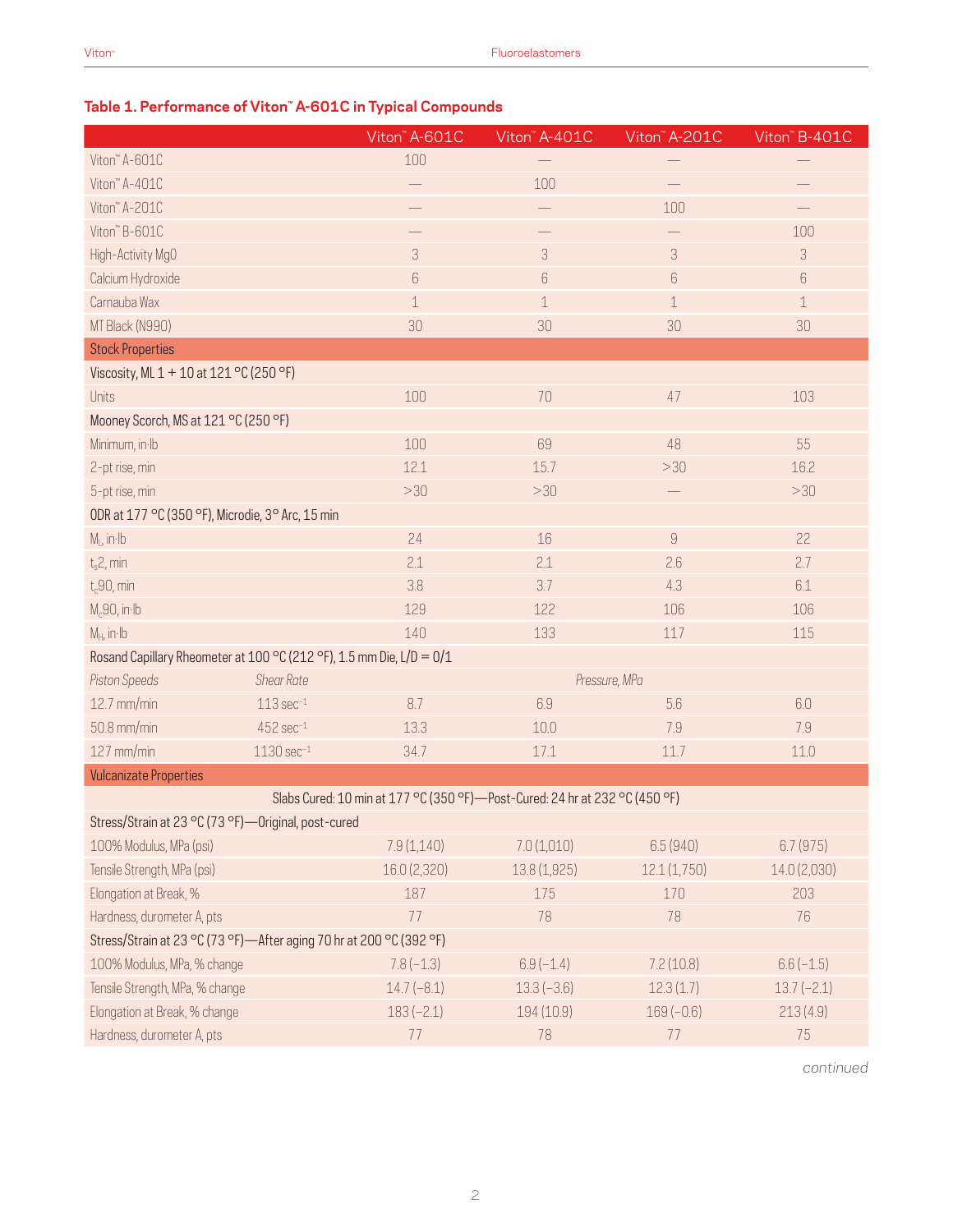## Table 1. Performance of Viton™ A-601C in Typical Compounds

| | | Viton™ A-601C | Viton™ A-401C | Viton™ A-201C | Viton™ B-401C |
|---|---|---|---|---|---|
| Viton™ A-601C | | 100 | — | — | — |
| Viton™ A-401C | | — | 100 | — | — |
| Viton™ A-201C | | — | — | 100 | — |
| Viton™ B-601C | | — | — | — | 100 |
| High-Activity MgO | | 3 | 3 | 3 | 3 |
| Calcium Hydroxide | | 6 | 6 | 6 | 6 |
| Carnauba Wax | | 1 | 1 | 1 | 1 |
| MT Black (N990) | | 30 | 30 | 30 | 30 |
| **Stock Properties** | | | | | |
| Viscosity, ML 1 + 10 at 121 °C (250 °F) | | | | | |
| Units | | 100 | 70 | 47 | 103 |
| Mooney Scorch, MS at 121 °C (250 °F) | | | | | |
| Minimum, in·lb | | 100 | 69 | 48 | 55 |
| 2-pt rise, min | | 12.1 | 15.7 | >30 | 16.2 |
| 5-pt rise, min | | >30 | >30 | — | >30 |
| ODR at 177 °C (350 °F), Microdie, 3° Arc, 15 min | | | | | |
| $M_L$, in·lb | | 24 | 16 | 9 | 22 |
| $t_s2$, min | | 2.1 | 2.1 | 2.6 | 2.7 |
| $t_c90$, min | | 3.8 | 3.7 | 4.3 | 6.1 |
| $M_c90$, in·lb | | 129 | 122 | 106 | 106 |
| $M_H$, in·lb | | 140 | 133 | 117 | 115 |
| Rosand Capillary Rheometer at 100 °C (212 °F), 1.5 mm Die, L/D = 0/1 | | | | | |
| *Piston Speeds* | *Shear Rate* | *Pressure, MPa* | | | |
| 12.7 mm/min | 113 $sec^{-1}$ | 8.7 | 6.9 | 5.6 | 6.0 |
| 50.8 mm/min | 452 $sec^{-1}$ | 13.3 | 10.0 | 7.9 | 7.9 |
| 127 mm/min | 1130 $sec^{-1}$ | 34.7 | 17.1 | 11.7 | 11.0 |
| **Vulcanizate Properties** | | | | | |
| Slabs Cured: 10 min at 177 °C (350 °F)—Post-Cured: 24 hr at 232 °C (450 °F) | | | | | |
| Stress/Strain at 23 °C (73 °F)—Original, post-cured | | | | | |
| 100% Modulus, MPa (psi) | | 7.9 (1,140) | 7.0 (1,010) | 6.5 (940) | 6.7 (975) |
| Tensile Strength, MPa (psi) | | 16.0 (2,320) | 13.8 (1,925) | 12.1 (1,750) | 14.0 (2,030) |
| Elongation at Break, % | | 187 | 175 | 170 | 203 |
| Hardness, durometer A, pts | | 77 | 78 | 78 | 76 |
| Stress/Strain at 23 °C (73 °F)—After aging 70 hr at 200 °C (392 °F) | | | | | |
| 100% Modulus, MPa, % change | | 7.8 (−1.3) | 6.9 (−1.4) | 7.2 (10.8) | 6.6 (−1.5) |
| Tensile Strength, MPa, % change | | 14.7 (−8.1) | 13.3 (−3.6) | 12.3 (1.7) | 13.7 (−2.1) |
| Elongation at Break, % change | | 183 (−2.1) | 194 (10.9) | 169 (−0.6) | 213 (4.9) |
| Hardness, durometer A, pts | | 77 | 78 | 77 | 75 |

*continued*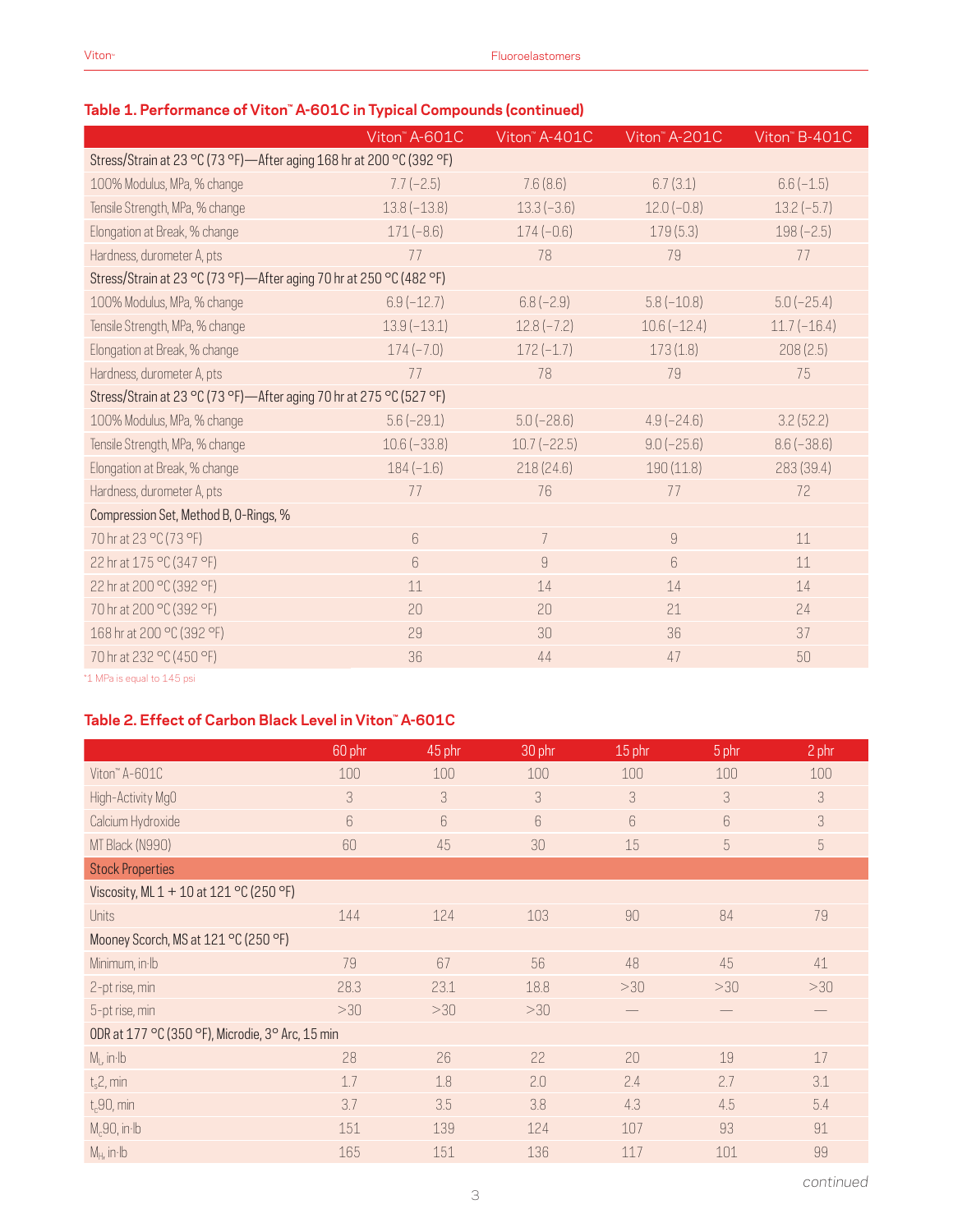### Table 1. Performance of Viton™ A-601C in Typical Compounds (continued)

| | Viton™ A-601C | Viton™ A-401C | Viton™ A-201C | Viton™ B-401C |
|---|---|---|---|---|
| Stress/Strain at 23 °C (73 °F)—After aging 168 hr at 200 °C (392 °F) | | | | |
| 100% Modulus, MPa, % change | 7.7 (−2.5) | 7.6 (8.6) | 6.7 (3.1) | 6.6 (−1.5) |
| Tensile Strength, MPa, % change | 13.8 (−13.8) | 13.3 (−3.6) | 12.0 (−0.8) | 13.2 (−5.7) |
| Elongation at Break, % change | 171 (−8.6) | 174 (−0.6) | 179 (5.3) | 198 (−2.5) |
| Hardness, durometer A, pts | 77 | 78 | 79 | 77 |
| Stress/Strain at 23 °C (73 °F)—After aging 70 hr at 250 °C (482 °F) | | | | |
| 100% Modulus, MPa, % change | 6.9 (−12.7) | 6.8 (−2.9) | 5.8 (−10.8) | 5.0 (−25.4) |
| Tensile Strength, MPa, % change | 13.9 (−13.1) | 12.8 (−7.2) | 10.6 (−12.4) | 11.7 (−16.4) |
| Elongation at Break, % change | 174 (−7.0) | 172 (−1.7) | 173 (1.8) | 208 (2.5) |
| Hardness, durometer A, pts | 77 | 78 | 79 | 75 |
| Stress/Strain at 23 °C (73 °F)—After aging 70 hr at 275 °C (527 °F) | | | | |
| 100% Modulus, MPa, % change | 5.6 (−29.1) | 5.0 (−28.6) | 4.9 (−24.6) | 3.2 (52.2) |
| Tensile Strength, MPa, % change | 10.6 (−33.8) | 10.7 (−22.5) | 9.0 (−25.6) | 8.6 (−38.6) |
| Elongation at Break, % change | 184 (−1.6) | 218 (24.6) | 190 (11.8) | 283 (39.4) |
| Hardness, durometer A, pts | 77 | 76 | 77 | 72 |
| Compression Set, Method B, O-Rings, % | | | | |
| 70 hr at 23 °C (73 °F) | 6 | 7 | 9 | 11 |
| 22 hr at 175 °C (347 °F) | 6 | 9 | 6 | 11 |
| 22 hr at 200 °C (392 °F) | 11 | 14 | 14 | 14 |
| 70 hr at 200 °C (392 °F) | 20 | 20 | 21 | 24 |
| 168 hr at 200 °C (392 °F) | 29 | 30 | 36 | 37 |
| 70 hr at 232 °C (450 °F) | 36 | 44 | 47 | 50 |

*1 MPa is equal to 145 psi

### Table 2. Effect of Carbon Black Level in Viton™ A-601C

| | 60 phr | 45 phr | 30 phr | 15 phr | 5 phr | 2 phr |
|---|---|---|---|---|---|---|
| Viton™ A-601C | 100 | 100 | 100 | 100 | 100 | 100 |
| High-Activity MgO | 3 | 3 | 3 | 3 | 3 | 3 |
| Calcium Hydroxide | 6 | 6 | 6 | 6 | 6 | 3 |
| MT Black (N990) | 60 | 45 | 30 | 15 | 5 | 5 |
| **Stock Properties** | | | | | | |
| Viscosity, ML 1 + 10 at 121 °C (250 °F) | | | | | | |
| Units | 144 | 124 | 103 | 90 | 84 | 79 |
| Mooney Scorch, MS at 121 °C (250 °F) | | | | | | |
| Minimum, in·lb | 79 | 67 | 56 | 48 | 45 | 41 |
| 2-pt rise, min | 28.3 | 23.1 | 18.8 | >30 | >30 | >30 |
| 5-pt rise, min | >30 | >30 | >30 | — | — | — |
| ODR at 177 °C (350 °F), Microdie, 3° Arc, 15 min | | | | | | |
| $M_L$, in·lb | 28 | 26 | 22 | 20 | 19 | 17 |
| $t_s2$, min | 1.7 | 1.8 | 2.0 | 2.4 | 2.7 | 3.1 |
| $t_c90$, min | 3.7 | 3.5 | 3.8 | 4.3 | 4.5 | 5.4 |
| $M_c90$, in·lb | 151 | 139 | 124 | 107 | 93 | 91 |
| $M_H$, in·lb | 165 | 151 | 136 | 117 | 101 | 99 |

*continued*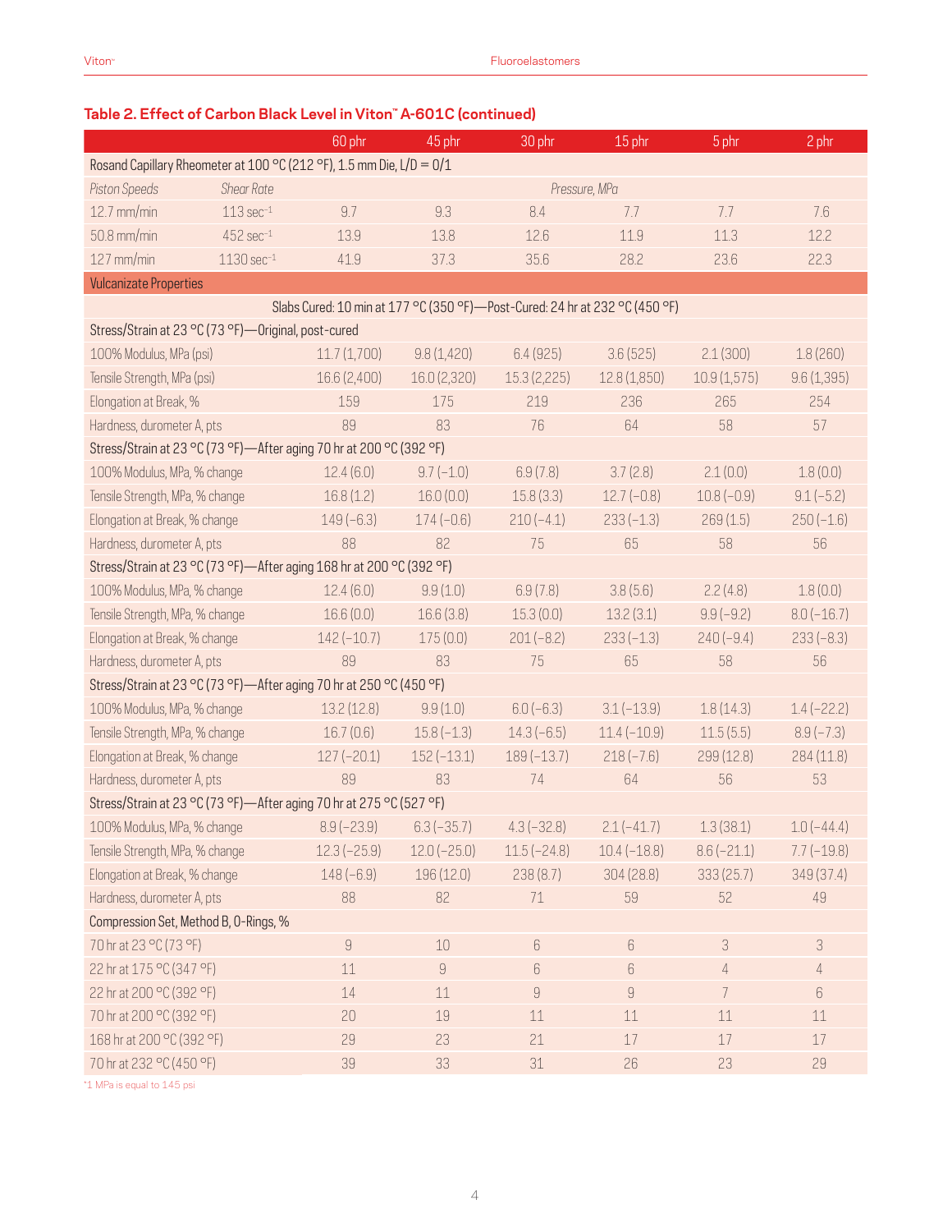## Table 2. Effect of Carbon Black Level in Viton™ A-601C (continued)

| | | 60 phr | 45 phr | 30 phr | 15 phr | 5 phr | 2 phr |
|---|---|---|---|---|---|---|---|
| Rosand Capillary Rheometer at 100 °C (212 °F), 1.5 mm Die, L/D = 0/1 | | | | | | | |
| *Piston Speeds* | *Shear Rate* | *Pressure, MPa* | | | | | |
| 12.7 mm/min | 113 sec$^{-1}$ | 9.7 | 9.3 | 8.4 | 7.7 | 7.7 | 7.6 |
| 50.8 mm/min | 452 sec$^{-1}$ | 13.9 | 13.8 | 12.6 | 11.9 | 11.3 | 12.2 |
| 127 mm/min | 1130 sec$^{-1}$ | 41.9 | 37.3 | 35.6 | 28.2 | 23.6 | 22.3 |
| **Vulcanizate Properties** | | | | | | | |
| Slabs Cured: 10 min at 177 °C (350 °F)—Post-Cured: 24 hr at 232 °C (450 °F) | | | | | | | |
| Stress/Strain at 23 °C (73 °F)—Original, post-cured | | | | | | | |
| 100% Modulus, MPa (psi) | | 11.7 (1,700) | 9.8 (1,420) | 6.4 (925) | 3.6 (525) | 2.1 (300) | 1.8 (260) |
| Tensile Strength, MPa (psi) | | 16.6 (2,400) | 16.0 (2,320) | 15.3 (2,225) | 12.8 (1,850) | 10.9 (1,575) | 9.6 (1,395) |
| Elongation at Break, % | | 159 | 175 | 219 | 236 | 265 | 254 |
| Hardness, durometer A, pts | | 89 | 83 | 76 | 64 | 58 | 57 |
| Stress/Strain at 23 °C (73 °F)—After aging 70 hr at 200 °C (392 °F) | | | | | | | |
| 100% Modulus, MPa, % change | | 12.4 (6.0) | 9.7 (−1.0) | 6.9 (7.8) | 3.7 (2.8) | 2.1 (0.0) | 1.8 (0.0) |
| Tensile Strength, MPa, % change | | 16.8 (1.2) | 16.0 (0.0) | 15.8 (3.3) | 12.7 (−0.8) | 10.8 (−0.9) | 9.1 (−5.2) |
| Elongation at Break, % change | | 149 (−6.3) | 174 (−0.6) | 210 (−4.1) | 233 (−1.3) | 269 (1.5) | 250 (−1.6) |
| Hardness, durometer A, pts | | 88 | 82 | 75 | 65 | 58 | 56 |
| Stress/Strain at 23 °C (73 °F)—After aging 168 hr at 200 °C (392 °F) | | | | | | | |
| 100% Modulus, MPa, % change | | 12.4 (6.0) | 9.9 (1.0) | 6.9 (7.8) | 3.8 (5.6) | 2.2 (4.8) | 1.8 (0.0) |
| Tensile Strength, MPa, % change | | 16.6 (0.0) | 16.6 (3.8) | 15.3 (0.0) | 13.2 (3.1) | 9.9 (−9.2) | 8.0 (−16.7) |
| Elongation at Break, % change | | 142 (−10.7) | 175 (0.0) | 201 (−8.2) | 233 (−1.3) | 240 (−9.4) | 233 (−8.3) |
| Hardness, durometer A, pts | | 89 | 83 | 75 | 65 | 58 | 56 |
| Stress/Strain at 23 °C (73 °F)—After aging 70 hr at 250 °C (450 °F) | | | | | | | |
| 100% Modulus, MPa, % change | | 13.2 (12.8) | 9.9 (1.0) | 6.0 (−6.3) | 3.1 (−13.9) | 1.8 (14.3) | 1.4 (−22.2) |
| Tensile Strength, MPa, % change | | 16.7 (0.6) | 15.8 (−1.3) | 14.3 (−6.5) | 11.4 (−10.9) | 11.5 (5.5) | 8.9 (−7.3) |
| Elongation at Break, % change | | 127 (−20.1) | 152 (−13.1) | 189 (−13.7) | 218 (−7.6) | 299 (12.8) | 284 (11.8) |
| Hardness, durometer A, pts | | 89 | 83 | 74 | 64 | 56 | 53 |
| Stress/Strain at 23 °C (73 °F)—After aging 70 hr at 275 °C (527 °F) | | | | | | | |
| 100% Modulus, MPa, % change | | 8.9 (−23.9) | 6.3 (−35.7) | 4.3 (−32.8) | 2.1 (−41.7) | 1.3 (38.1) | 1.0 (−44.4) |
| Tensile Strength, MPa, % change | | 12.3 (−25.9) | 12.0 (−25.0) | 11.5 (−24.8) | 10.4 (−18.8) | 8.6 (−21.1) | 7.7 (−19.8) |
| Elongation at Break, % change | | 148 (−6.9) | 196 (12.0) | 238 (8.7) | 304 (28.8) | 333 (25.7) | 349 (37.4) |
| Hardness, durometer A, pts | | 88 | 82 | 71 | 59 | 52 | 49 |
| Compression Set, Method B, O-Rings, % | | | | | | | |
| 70 hr at 23 °C (73 °F) | | 9 | 10 | 6 | 6 | 3 | 3 |
| 22 hr at 175 °C (347 °F) | | 11 | 9 | 6 | 6 | 4 | 4 |
| 22 hr at 200 °C (392 °F) | | 14 | 11 | 9 | 9 | 7 | 6 |
| 70 hr at 200 °C (392 °F) | | 20 | 19 | 11 | 11 | 11 | 11 |
| 168 hr at 200 °C (392 °F) | | 29 | 23 | 21 | 17 | 17 | 17 |
| 70 hr at 232 °C (450 °F) | | 39 | 33 | 31 | 26 | 23 | 29 |

*1 MPa is equal to 145 psi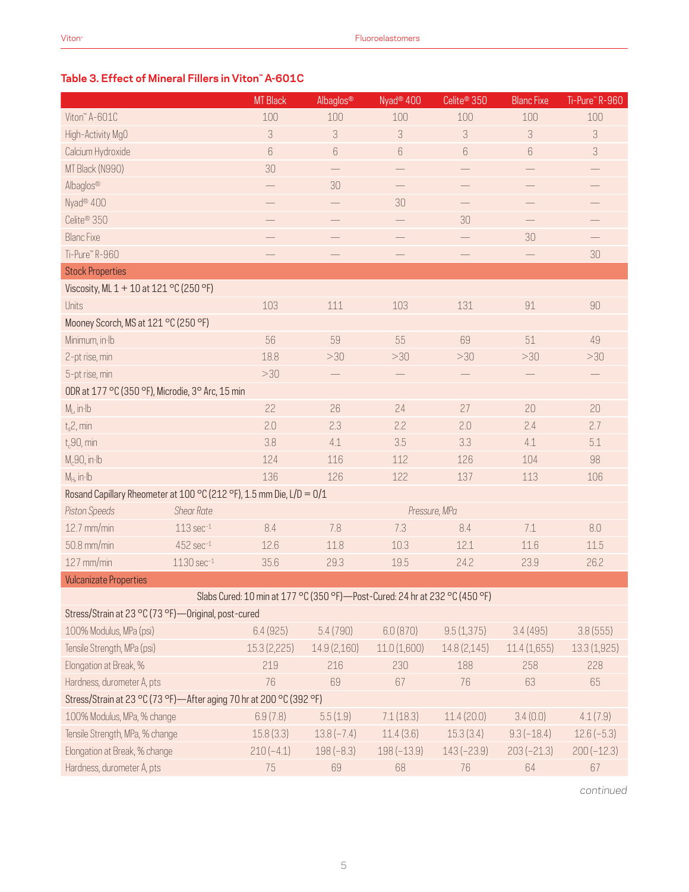### Table 3. Effect of Mineral Fillers in Viton™ A-601C

| | | MT Black | Albaglos® | Nyad® 400 | Celite® 350 | Blanc Fixe | Ti-Pure™ R-960 |
|---|---|---|---|---|---|---|---|
| Viton™ A-601C | | 100 | 100 | 100 | 100 | 100 | 100 |
| High-Activity MgO | | 3 | 3 | 3 | 3 | 3 | 3 |
| Calcium Hydroxide | | 6 | 6 | 6 | 6 | 6 | 3 |
| MT Black (N990) | | 30 | — | — | — | — | — |
| Albaglos® | | — | 30 | — | — | — | — |
| Nyad® 400 | | — | — | 30 | — | — | — |
| Celite® 350 | | — | — | — | 30 | — | — |
| Blanc Fixe | | — | — | — | — | 30 | — |
| Ti-Pure™ R-960 | | — | — | — | — | — | 30 |
| **Stock Properties** | | | | | | | |
| Viscosity, ML 1 + 10 at 121 °C (250 °F) | | | | | | | |
| Units | | 103 | 111 | 103 | 131 | 91 | 90 |
| Mooney Scorch, MS at 121 °C (250 °F) | | | | | | | |
| Minimum, in·lb | | 56 | 59 | 55 | 69 | 51 | 49 |
| 2-pt rise, min | | 18.8 | >30 | >30 | >30 | >30 | >30 |
| 5-pt rise, min | | >30 | — | — | — | — | — |
| ODR at 177 °C (350 °F), Microdie, 3° Arc, 15 min | | | | | | | |
| $M_L$, in·lb | | 22 | 26 | 24 | 27 | 20 | 20 |
| $t_s2$, min | | 2.0 | 2.3 | 2.2 | 2.0 | 2.4 | 2.7 |
| $t_c90$, min | | 3.8 | 4.1 | 3.5 | 3.3 | 4.1 | 5.1 |
| $M_c90$, in·lb | | 124 | 116 | 112 | 126 | 104 | 98 |
| $M_H$, in·lb | | 136 | 126 | 122 | 137 | 113 | 106 |
| Rosand Capillary Rheometer at 100 °C (212 °F), 1.5 mm Die, L/D = 0/1 | | | | | | | |
| *Piston Speeds* | *Shear Rate* | *Pressure, MPa* | | | | | |
| 12.7 mm/min | 113 $sec^{-1}$ | 8.4 | 7.8 | 7.3 | 8.4 | 7.1 | 8.0 |
| 50.8 mm/min | 452 $sec^{-1}$ | 12.6 | 11.8 | 10.3 | 12.1 | 11.6 | 11.5 |
| 127 mm/min | 1130 $sec^{-1}$ | 35.6 | 29.3 | 19.5 | 24.2 | 23.9 | 26.2 |
| **Vulcanizate Properties** | | | | | | | |
| Slabs Cured: 10 min at 177 °C (350 °F)—Post-Cured: 24 hr at 232 °C (450 °F) | | | | | | | |
| Stress/Strain at 23 °C (73 °F)—Original, post-cured | | | | | | | |
| 100% Modulus, MPa (psi) | | 6.4 (925) | 5.4 (790) | 6.0 (870) | 9.5 (1,375) | 3.4 (495) | 3.8 (555) |
| Tensile Strength, MPa (psi) | | 15.3 (2,225) | 14.9 (2,160) | 11.0 (1,600) | 14.8 (2,145) | 11.4 (1,655) | 13.3 (1,925) |
| Elongation at Break, % | | 219 | 216 | 230 | 188 | 258 | 228 |
| Hardness, durometer A, pts | | 76 | 69 | 67 | 76 | 63 | 65 |
| Stress/Strain at 23 °C (73 °F)—After aging 70 hr at 200 °C (392 °F) | | | | | | | |
| 100% Modulus, MPa, % change | | 6.9 (7.8) | 5.5 (1.9) | 7.1 (18.3) | 11.4 (20.0) | 3.4 (0.0) | 4.1 (7.9) |
| Tensile Strength, MPa, % change | | 15.8 (3.3) | 13.8 (−7.4) | 11.4 (3.6) | 15.3 (3.4) | 9.3 (−18.4) | 12.6 (−5.3) |
| Elongation at Break, % change | | 210 (−4.1) | 198 (−8.3) | 198 (−13.9) | 143 (−23.9) | 203 (−21.3) | 200 (−12.3) |
| Hardness, durometer A, pts | | 75 | 69 | 68 | 76 | 64 | 67 |

*continued*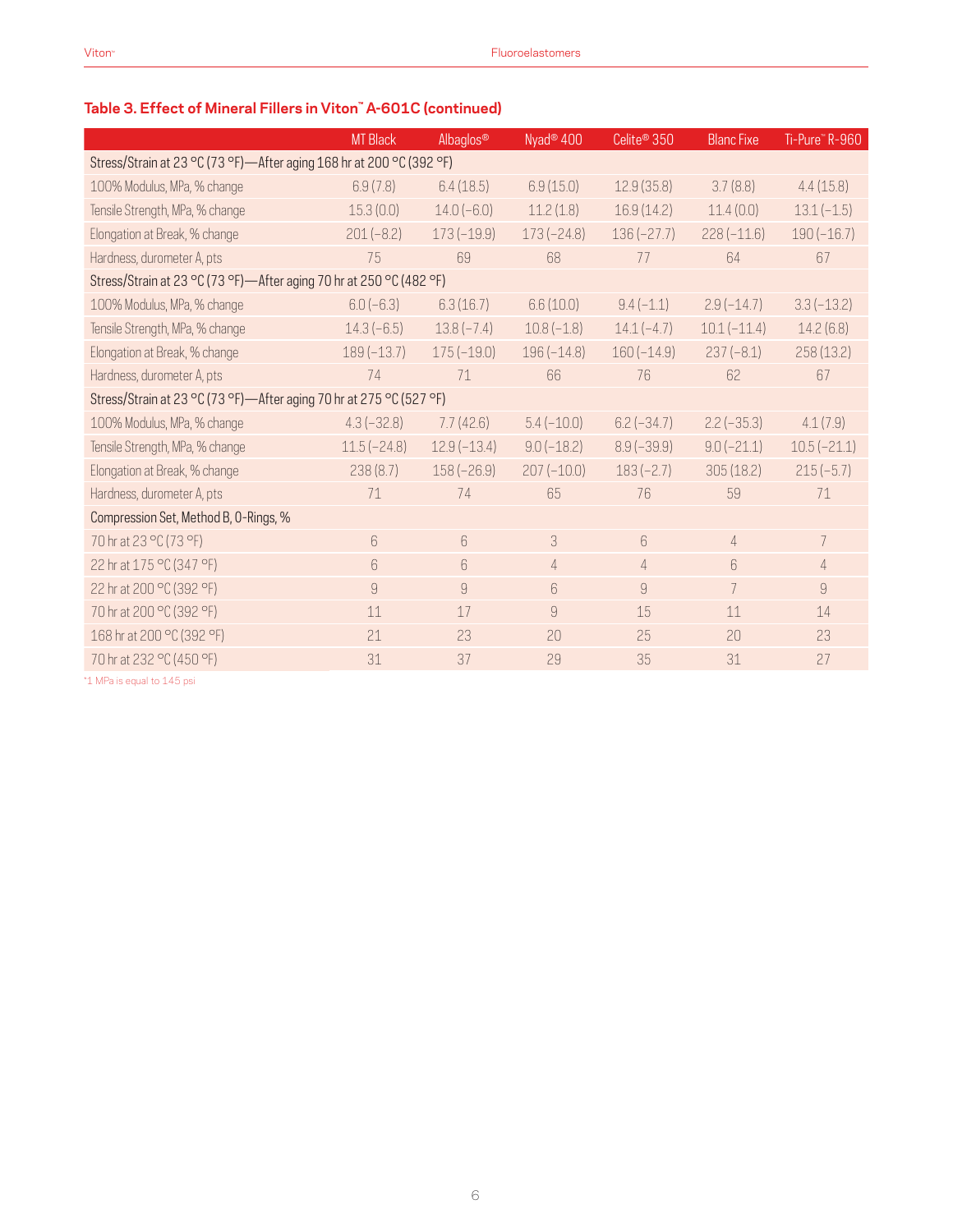### Table 3. Effect of Mineral Fillers in Viton™ A-601C (continued)

| | MT Black | Albaglos® | Nyad® 400 | Celite® 350 | Blanc Fixe | Ti-Pure™ R-960 |
|---|---|---|---|---|---|---|
| Stress/Strain at 23 °C (73 °F)—After aging 168 hr at 200 °C (392 °F) | | | | | | |
| 100% Modulus, MPa, % change | 6.9 (7.8) | 6.4 (18.5) | 6.9 (15.0) | 12.9 (35.8) | 3.7 (8.8) | 4.4 (15.8) |
| Tensile Strength, MPa, % change | 15.3 (0.0) | 14.0 (−6.0) | 11.2 (1.8) | 16.9 (14.2) | 11.4 (0.0) | 13.1 (−1.5) |
| Elongation at Break, % change | 201 (−8.2) | 173 (−19.9) | 173 (−24.8) | 136 (−27.7) | 228 (−11.6) | 190 (−16.7) |
| Hardness, durometer A, pts | 75 | 69 | 68 | 77 | 64 | 67 |
| Stress/Strain at 23 °C (73 °F)—After aging 70 hr at 250 °C (482 °F) | | | | | | |
| 100% Modulus, MPa, % change | 6.0 (−6.3) | 6.3 (16.7) | 6.6 (10.0) | 9.4 (−1.1) | 2.9 (−14.7) | 3.3 (−13.2) |
| Tensile Strength, MPa, % change | 14.3 (−6.5) | 13.8 (−7.4) | 10.8 (−1.8) | 14.1 (−4.7) | 10.1 (−11.4) | 14.2 (6.8) |
| Elongation at Break, % change | 189 (−13.7) | 175 (−19.0) | 196 (−14.8) | 160 (−14.9) | 237 (−8.1) | 258 (13.2) |
| Hardness, durometer A, pts | 74 | 71 | 66 | 76 | 62 | 67 |
| Stress/Strain at 23 °C (73 °F)—After aging 70 hr at 275 °C (527 °F) | | | | | | |
| 100% Modulus, MPa, % change | 4.3 (−32.8) | 7.7 (42.6) | 5.4 (−10.0) | 6.2 (−34.7) | 2.2 (−35.3) | 4.1 (7.9) |
| Tensile Strength, MPa, % change | 11.5 (−24.8) | 12.9 (−13.4) | 9.0 (−18.2) | 8.9 (−39.9) | 9.0 (−21.1) | 10.5 (−21.1) |
| Elongation at Break, % change | 238 (8.7) | 158 (−26.9) | 207 (−10.0) | 183 (−2.7) | 305 (18.2) | 215 (−5.7) |
| Hardness, durometer A, pts | 71 | 74 | 65 | 76 | 59 | 71 |
| Compression Set, Method B, O-Rings, % | | | | | | |
| 70 hr at 23 °C (73 °F) | 6 | 6 | 3 | 6 | 4 | 7 |
| 22 hr at 175 °C (347 °F) | 6 | 6 | 4 | 4 | 6 | 4 |
| 22 hr at 200 °C (392 °F) | 9 | 9 | 6 | 9 | 7 | 9 |
| 70 hr at 200 °C (392 °F) | 11 | 17 | 9 | 15 | 11 | 14 |
| 168 hr at 200 °C (392 °F) | 21 | 23 | 20 | 25 | 20 | 23 |
| 70 hr at 232 °C (450 °F) | 31 | 37 | 29 | 35 | 31 | 27 |

*1 MPa is equal to 145 psi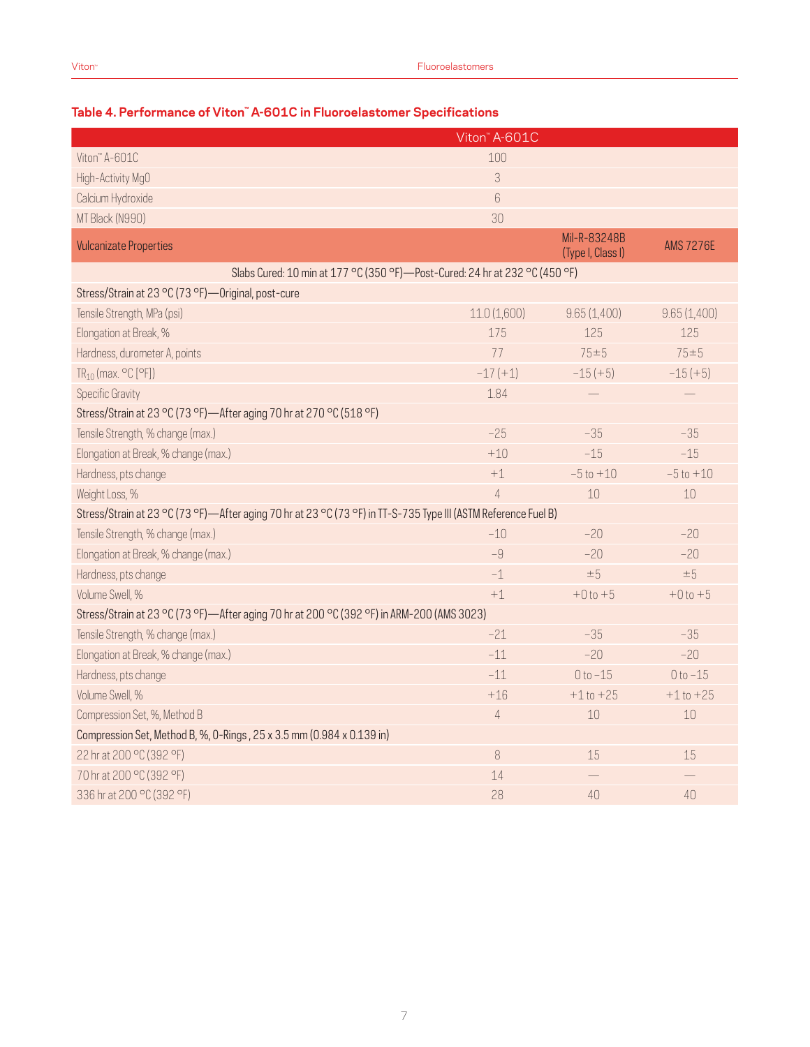## Table 4. Performance of Viton™ A-601C in Fluoroelastomer Specifications

| | Viton™ A-601C | | |
|---|---|---|---|
| Viton™ A-601C | 100 | | |
| High-Activity MgO | 3 | | |
| Calcium Hydroxide | 6 | | |
| MT Black (N990) | 30 | | |
| **Vulcanizate Properties** | | **Mil-R-83248B (Type I, Class I)** | **AMS 7276E** |
| Slabs Cured: 10 min at 177 °C (350 °F)—Post-Cured: 24 hr at 232 °C (450 °F) | | | |
| Stress/Strain at 23 °C (73 °F)—Original, post-cure | | | |
| Tensile Strength, MPa (psi) | 11.0 (1,600) | 9.65 (1,400) | 9.65 (1,400) |
| Elongation at Break, % | 175 | 125 | 125 |
| Hardness, durometer A, points | 77 | 75±5 | 75±5 |
| $TR_{10}$ (max. °C [°F]) | −17 (+1) | −15 (+5) | −15 (+5) |
| Specific Gravity | 1.84 | — | — |
| Stress/Strain at 23 °C (73 °F)—After aging 70 hr at 270 °C (518 °F) | | | |
| Tensile Strength, % change (max.) | −25 | −35 | −35 |
| Elongation at Break, % change (max.) | +10 | −15 | −15 |
| Hardness, pts change | +1 | −5 to +10 | −5 to +10 |
| Weight Loss, % | 4 | 10 | 10 |
| Stress/Strain at 23 °C (73 °F)—After aging 70 hr at 23 °C (73 °F) in TT-S-735 Type III (ASTM Reference Fuel B) | | | |
| Tensile Strength, % change (max.) | −10 | −20 | −20 |
| Elongation at Break, % change (max.) | −9 | −20 | −20 |
| Hardness, pts change | −1 | ±5 | ±5 |
| Volume Swell, % | +1 | +0 to +5 | +0 to +5 |
| Stress/Strain at 23 °C (73 °F)—After aging 70 hr at 200 °C (392 °F) in ARM-200 (AMS 3023) | | | |
| Tensile Strength, % change (max.) | −21 | −35 | −35 |
| Elongation at Break, % change (max.) | −11 | −20 | −20 |
| Hardness, pts change | −11 | 0 to −15 | 0 to −15 |
| Volume Swell, % | +16 | +1 to +25 | +1 to +25 |
| Compression Set, %, Method B | 4 | 10 | 10 |
| Compression Set, Method B, %, O-Rings , 25 x 3.5 mm (0.984 x 0.139 in) | | | |
| 22 hr at 200 °C (392 °F) | 8 | 15 | 15 |
| 70 hr at 200 °C (392 °F) | 14 | — | — |
| 336 hr at 200 °C (392 °F) | 28 | 40 | 40 |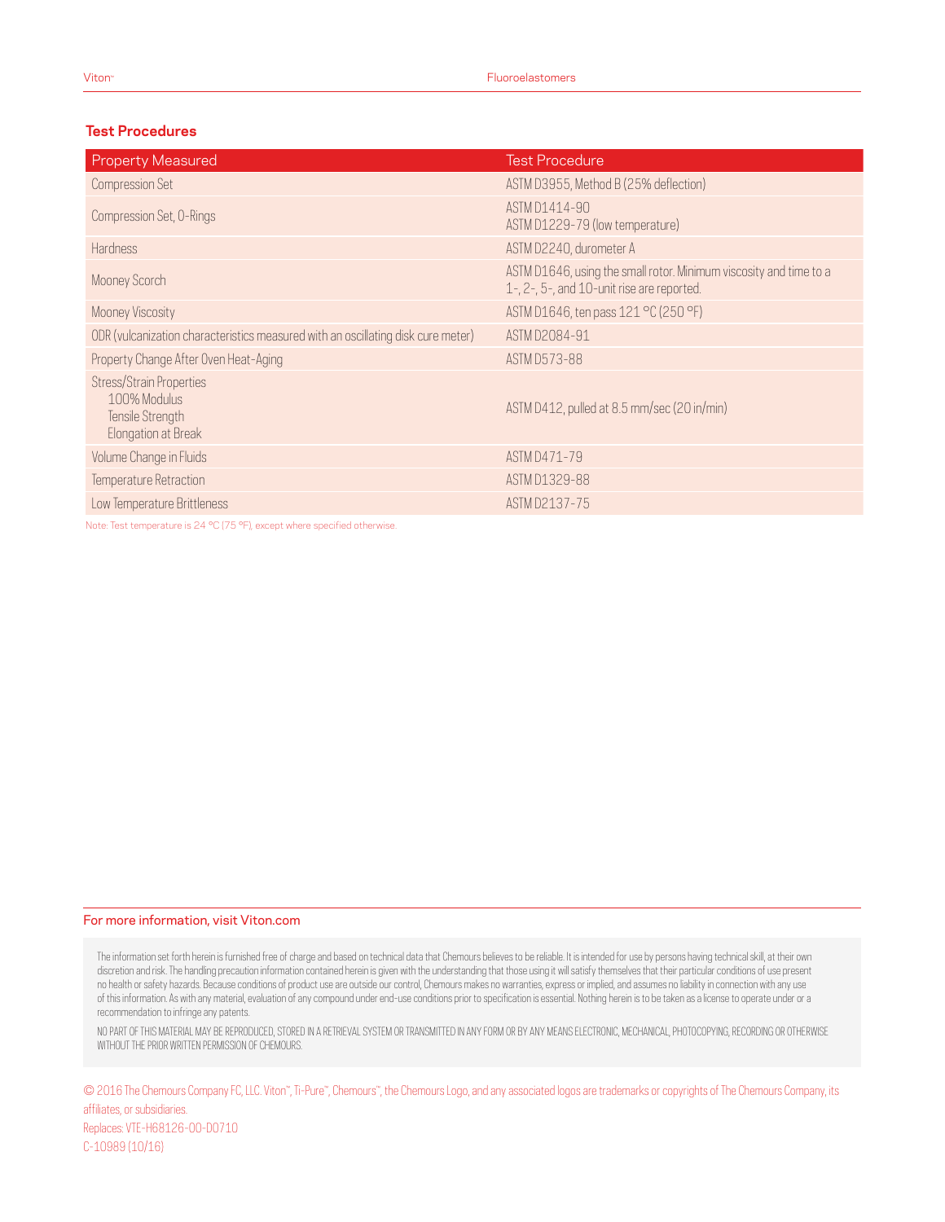## Test Procedures

| Property Measured | Test Procedure |
|---|---|
| Compression Set | ASTM D3955, Method B (25% deflection) |
| Compression Set, O-Rings | ASTM D1414-90<br>ASTM D1229-79 (low temperature) |
| Hardness | ASTM D2240, durometer A |
| Mooney Scorch | ASTM D1646, using the small rotor. Minimum viscosity and time to a 1-, 2-, 5-, and 10-unit rise are reported. |
| Mooney Viscosity | ASTM D1646, ten pass 121 °C (250 °F) |
| ODR (vulcanization characteristics measured with an oscillating disk cure meter) | ASTM D2084-91 |
| Property Change After Oven Heat-Aging | ASTM D573-88 |
| Stress/Strain Properties<br>100% Modulus<br>Tensile Strength<br>Elongation at Break | ASTM D412, pulled at 8.5 mm/sec (20 in/min) |
| Volume Change in Fluids | ASTM D471-79 |
| Temperature Retraction | ASTM D1329-88 |
| Low Temperature Brittleness | ASTM D2137-75 |

Note: Test temperature is 24 °C (75 °F), except where specified otherwise.

For more information, visit Viton.com

The information set forth herein is furnished free of charge and based on technical data that Chemours believes to be reliable. It is intended for use by persons having technical skill, at their own discretion and risk. The handling precaution information contained herein is given with the understanding that those using it will satisfy themselves that their particular conditions of use present no health or safety hazards. Because conditions of product use are outside our control, Chemours makes no warranties, express or implied, and assumes no liability in connection with any use of this information. As with any material, evaluation of any compound under end-use conditions prior to specification is essential. Nothing herein is to be taken as a license to operate under or a recommendation to infringe any patents.

NO PART OF THIS MATERIAL MAY BE REPRODUCED, STORED IN A RETRIEVAL SYSTEM OR TRANSMITTED IN ANY FORM OR BY ANY MEANS ELECTRONIC, MECHANICAL, PHOTOCOPYING, RECORDING OR OTHERWISE WITHOUT THE PRIOR WRITTEN PERMISSION OF CHEMOURS.

© 2016 The Chemours Company FC, LLC. Viton™, Ti-Pure™, Chemours™, the Chemours Logo, and any associated logos are trademarks or copyrights of The Chemours Company, its affiliates, or subsidiaries.

Replaces: VTE-H68126-00-D0710

C-10989 (10/16)